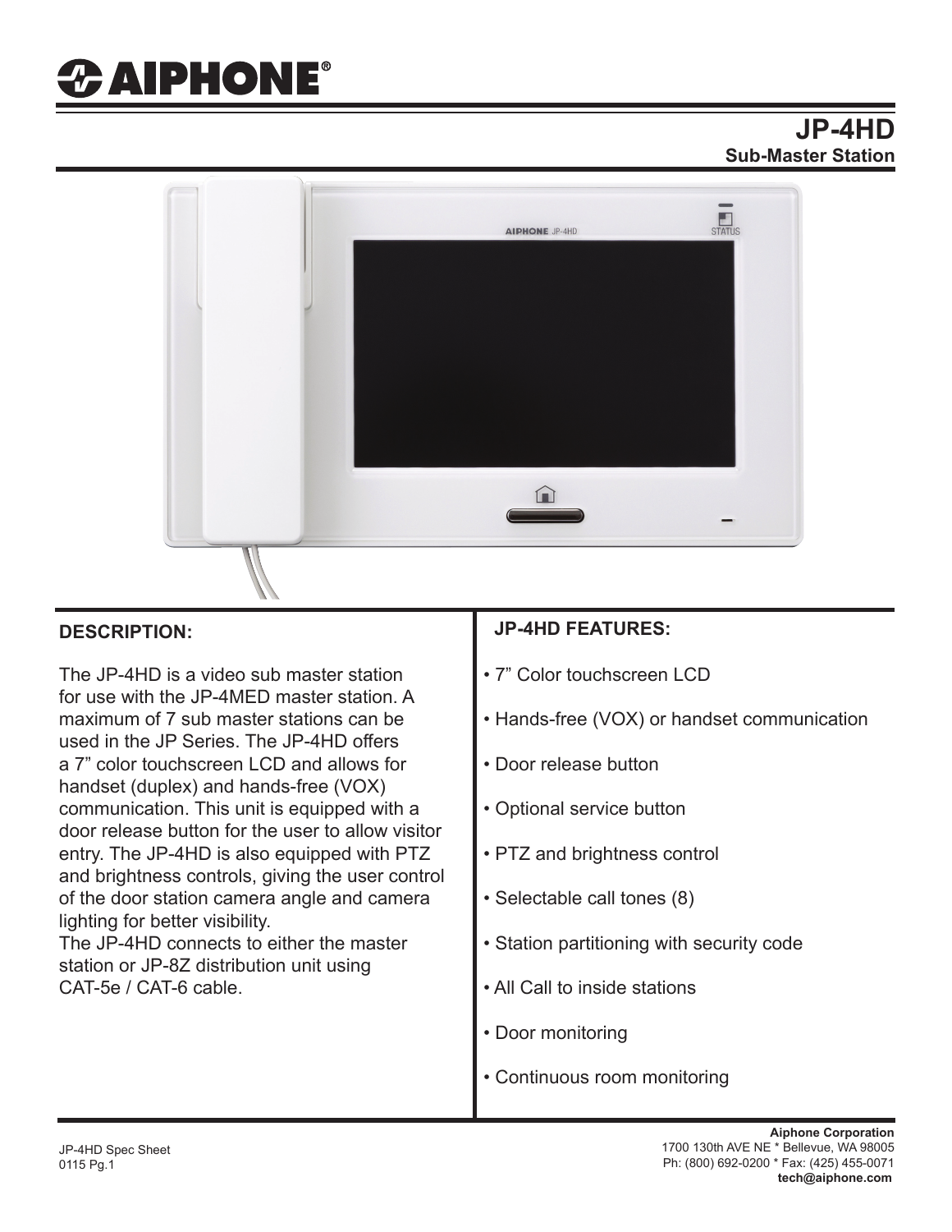# AIPHONE®

## JP-4HD

**Sub-Master Station**

### DESCRIPTION:

The JP-4HD is a video sub master station for use with the JP-4MED master station. A maximum of 7 sub master stations can be used in the JP Series. The JP-4HD offers a 7" color touchscreen LCD and allows for handset (duplex) and hands-free (VOX) communication. This unit is equipped with a door release button for the user to allow visitor entry. The JP-4HD is also equipped with PTZ and brightness controls, giving the user control of the door station camera angle and camera lighting for better visibility.
The JP-4HD connects to either the master station or JP-8Z distribution unit using CAT-5e / CAT-6 cable.

### JP-4HD FEATURES:

- 7" Color touchscreen LCD
- Hands-free (VOX) or handset communication
- Door release button
- Optional service button
- PTZ and brightness control
- Selectable call tones (8)
- Station partitioning with security code
- All Call to inside stations
- Door monitoring
- Continuous room monitoring

JP-4HD Spec Sheet
0115 Pg.1

**Aiphone Corporation**
1700 130th AVE NE * Bellevue, WA 98005
Ph: (800) 692-0200 * Fax: (425) 455-0071
**tech@aiphone.com**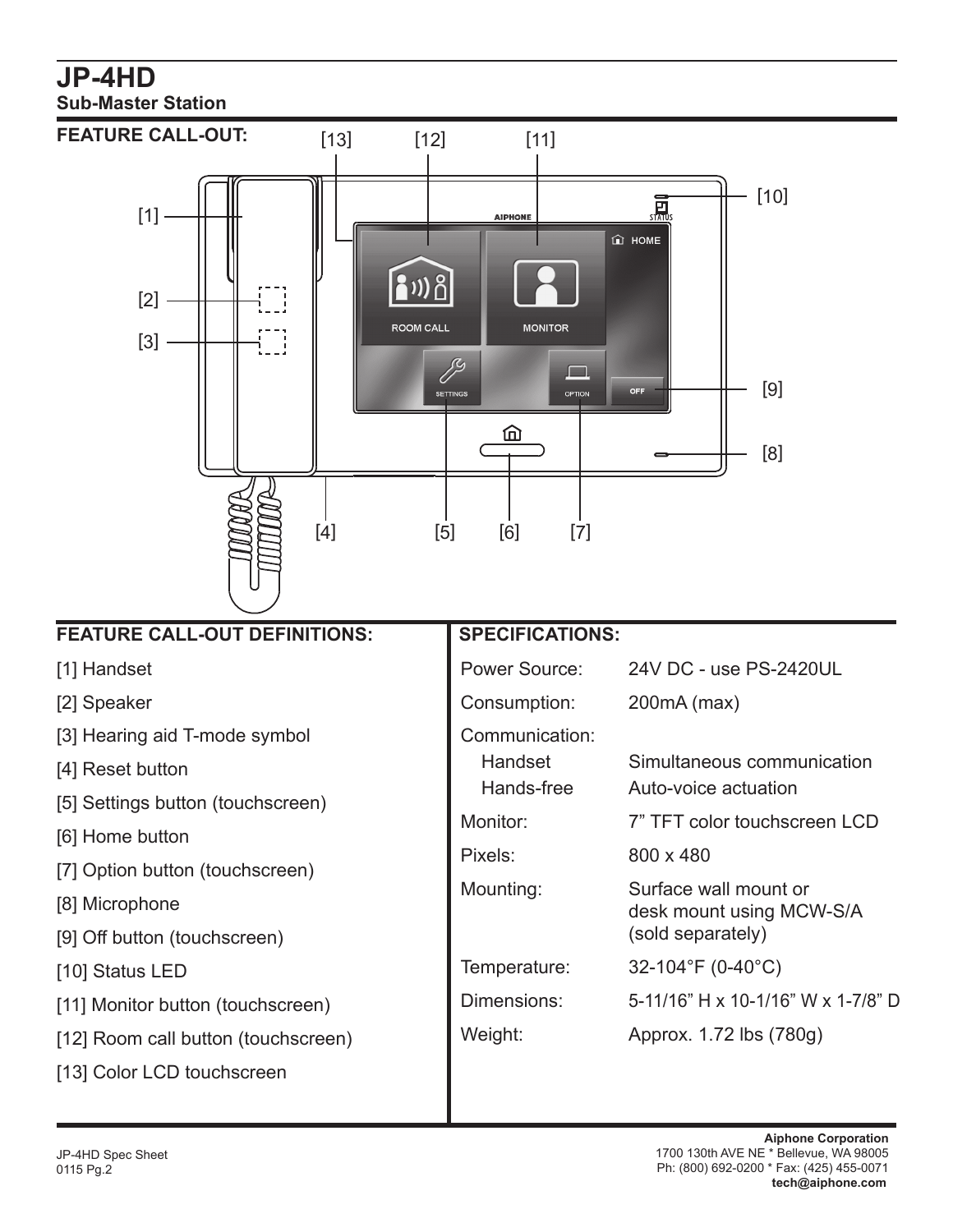# JP-4HD

**Sub-Master Station**

## FEATURE CALL-OUT:

[13] [12] [11]

[1] [10]

AIPHONE STATUS

HOME

ROOM CALL MONITOR

[2]

[3]

SETTINGS OPTION OFF [9]

[8]

[4] [5] [6] [7]

## FEATURE CALL-OUT DEFINITIONS:

[1] Handset

[2] Speaker

[3] Hearing aid T-mode symbol

[4] Reset button

[5] Settings button (touchscreen)

[6] Home button

[7] Option button (touchscreen)

[8] Microphone

[9] Off button (touchscreen)

[10] Status LED

[11] Monitor button (touchscreen)

[12] Room call button (touchscreen)

[13] Color LCD touchscreen

## SPECIFICATIONS:

| | |
|---|---|
| Power Source: | 24V DC - use PS-2420UL |
| Consumption: | 200mA (max) |
| Communication: | |
| Handset | Simultaneous communication |
| Hands-free | Auto-voice actuation |
| Monitor: | 7” TFT color touchscreen LCD |
| Pixels: | 800 x 480 |
| Mounting: | Surface wall mount or desk mount using MCW-S/A (sold separately) |
| Temperature: | 32-104°F (0-40°C) |
| Dimensions: | 5-11/16” H x 10-1/16” W x 1-7/8” D |
| Weight: | Approx. 1.72 lbs (780g) |

JP-4HD Spec Sheet
0115 Pg.2

**Aiphone Corporation**
1700 130th AVE NE * Bellevue, WA 98005
Ph: (800) 692-0200 * Fax: (425) 455-0071
**tech@aiphone.com**